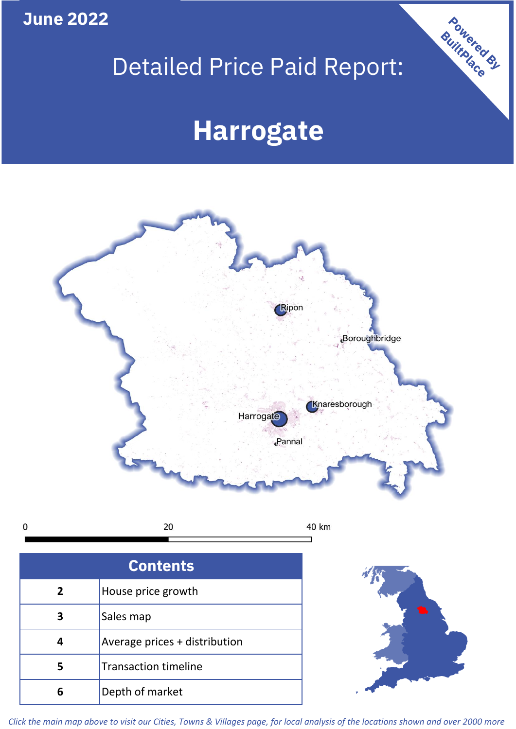June 2022

# Detailed Price Paid Report:

# Harrogate

Powered By BuiltPlace

Ripon

Boroughbridge

Knaresborough

Harrogate

Pannal

0 20 40 km

| Contents | |
|---|---|
| 2 | House price growth |
| 3 | Sales map |
| 4 | Average prices + distribution |
| 5 | Transaction timeline |
| 6 | Depth of market |

*Click the main map above to visit our Cities, Towns & Villages page, for local analysis of the locations shown and over 2000 more*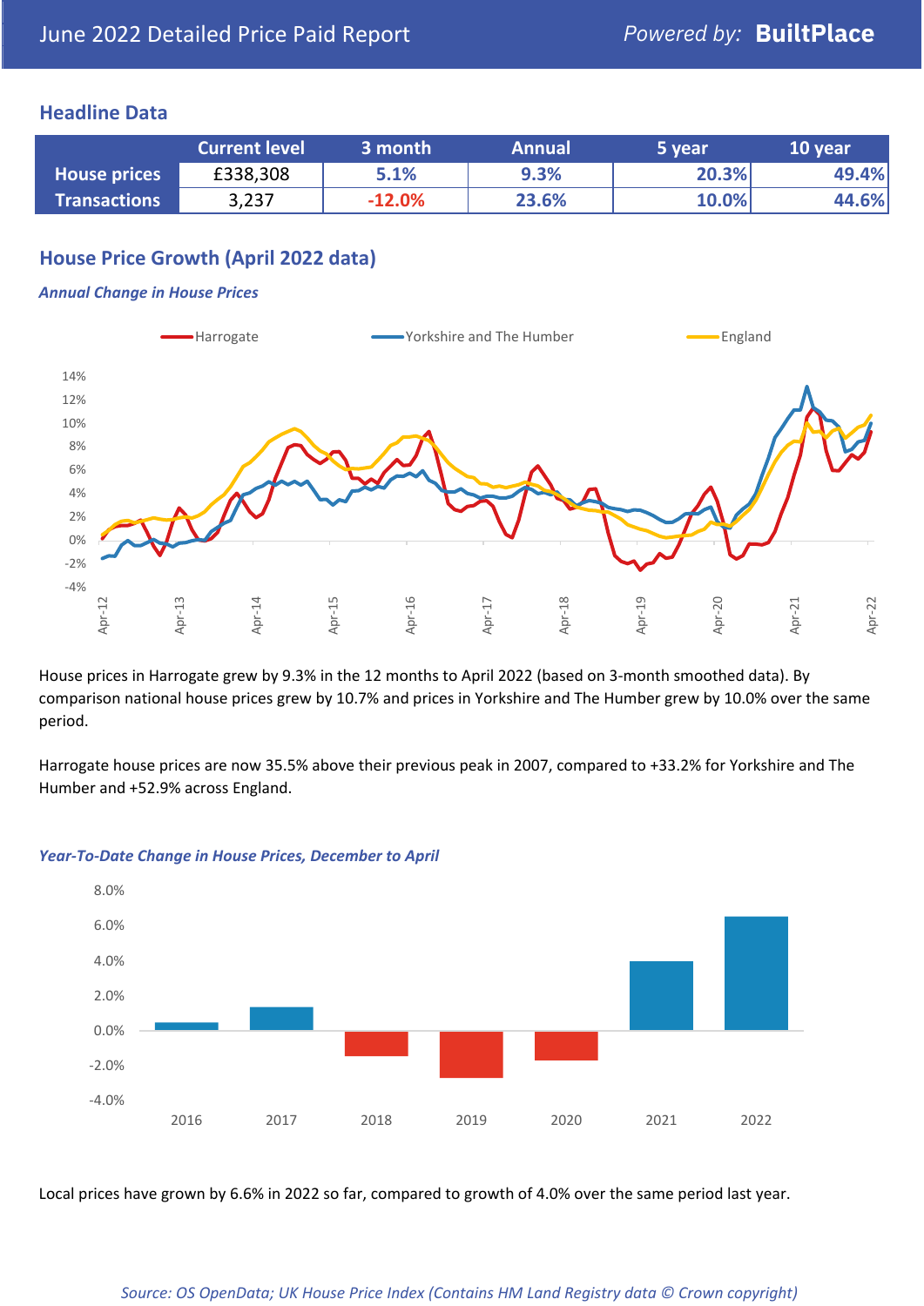June 2022 Detailed Price Paid Report

*Powered by:* **BuiltPlace**

## Headline Data

| | Current level | 3 month | Annual | 5 year | 10 year |
|---|---|---|---|---|---|
| **House prices** | £338,308 | 5.1% | 9.3% | 20.3% | 49.4% |
| **Transactions** | 3,237 | -12.0% | 23.6% | 10.0% | 44.6% |

## House Price Growth (April 2022 data)

***Annual Change in House Prices***

House prices in Harrogate grew by 9.3% in the 12 months to April 2022 (based on 3-month smoothed data). By comparison national house prices grew by 10.7% and prices in Yorkshire and The Humber grew by 10.0% over the same period.

Harrogate house prices are now 35.5% above their previous peak in 2007, compared to +33.2% for Yorkshire and The Humber and +52.9% across England.

***Year-To-Date Change in House Prices, December to April***

Local prices have grown by 6.6% in 2022 so far, compared to growth of 4.0% over the same period last year.

*Source: OS OpenData; UK House Price Index (Contains HM Land Registry data © Crown copyright)*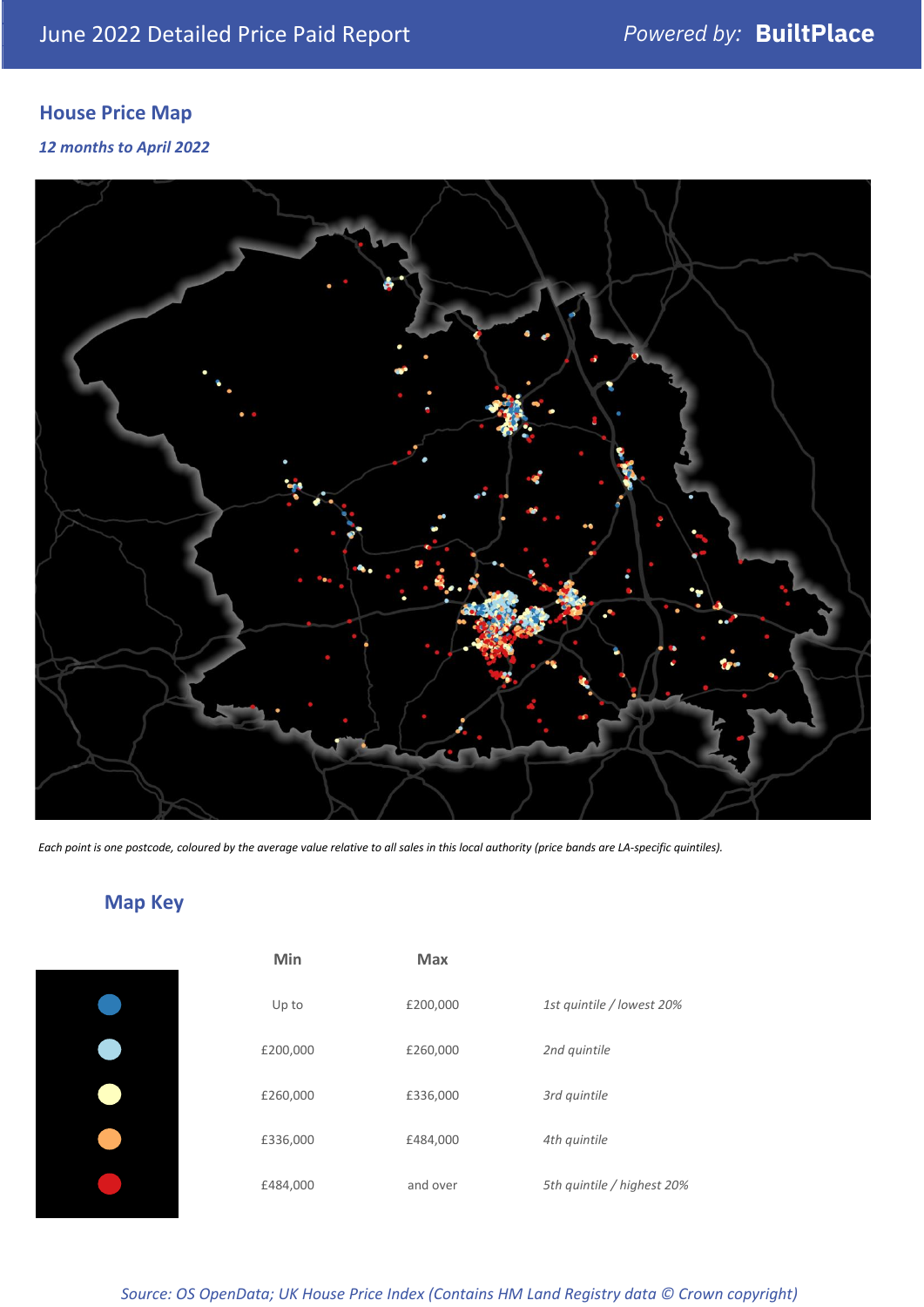June 2022 Detailed Price Paid Report — Powered by: **BuiltPlace**

## House Price Map

*12 months to April 2022*

*Each point is one postcode, coloured by the average value relative to all sales in this local authority (price bands are LA-specific quintiles).*

## Map Key

| | Min | Max | |
|---|---|---|---|
| Dark blue | Up to | £200,000 | *1st quintile / lowest 20%* |
| Light blue | £200,000 | £260,000 | *2nd quintile* |
| Pale yellow | £260,000 | £336,000 | *3rd quintile* |
| Orange | £336,000 | £484,000 | *4th quintile* |
| Red | £484,000 | and over | *5th quintile / highest 20%* |

*Source: OS OpenData; UK House Price Index (Contains HM Land Registry data © Crown copyright)*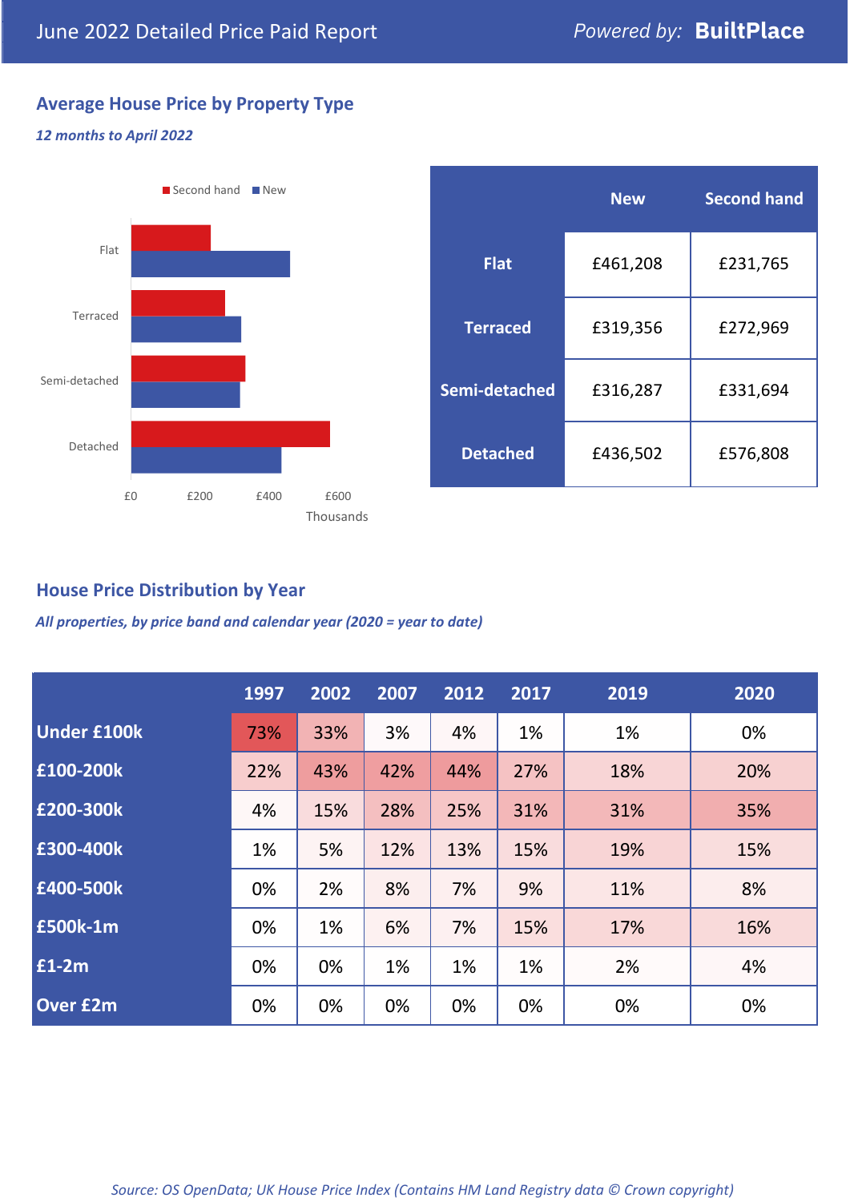June 2022 Detailed Price Paid Report

Powered by: **BuiltPlace**

## Average House Price by Property Type

*12 months to April 2022*

| | New | Second hand |
|---|---|---|
| **Flat** | £461,208 | £231,765 |
| **Terraced** | £319,356 | £272,969 |
| **Semi-detached** | £316,287 | £331,694 |
| **Detached** | £436,502 | £576,808 |

## House Price Distribution by Year

*All properties, by price band and calendar year (2020 = year to date)*

| | 1997 | 2002 | 2007 | 2012 | 2017 | 2019 | 2020 |
|---|---|---|---|---|---|---|---|
| **Under £100k** | 73% | 33% | 3% | 4% | 1% | 1% | 0% |
| **£100-200k** | 22% | 43% | 42% | 44% | 27% | 18% | 20% |
| **£200-300k** | 4% | 15% | 28% | 25% | 31% | 31% | 35% |
| **£300-400k** | 1% | 5% | 12% | 13% | 15% | 19% | 15% |
| **£400-500k** | 0% | 2% | 8% | 7% | 9% | 11% | 8% |
| **£500k-1m** | 0% | 1% | 6% | 7% | 15% | 17% | 16% |
| **£1-2m** | 0% | 0% | 1% | 1% | 1% | 2% | 4% |
| **Over £2m** | 0% | 0% | 0% | 0% | 0% | 0% | 0% |

*Source: OS OpenData; UK House Price Index (Contains HM Land Registry data © Crown copyright)*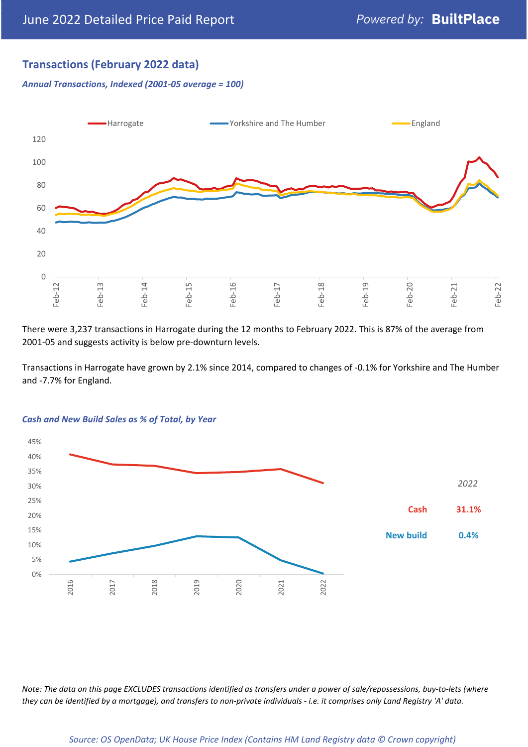## Transactions (February 2022 data)

*Annual Transactions, Indexed (2001-05 average = 100)*

There were 3,237 transactions in Harrogate during the 12 months to February 2022. This is 87% of the average from 2001-05 and suggests activity is below pre-downturn levels.

Transactions in Harrogate have grown by 2.1% since 2014, compared to changes of -0.1% for Yorkshire and The Humber and -7.7% for England.

*Cash and New Build Sales as % of Total, by Year*

| 2022 | |
|---|---|
| Cash | 31.1% |
| New build | 0.4% |

*Note: The data on this page EXCLUDES transactions identified as transfers under a power of sale/repossessions, buy-to-lets (where they can be identified by a mortgage), and transfers to non-private individuals - i.e. it comprises only Land Registry 'A' data.*

*Source: OS OpenData; UK House Price Index (Contains HM Land Registry data © Crown copyright)*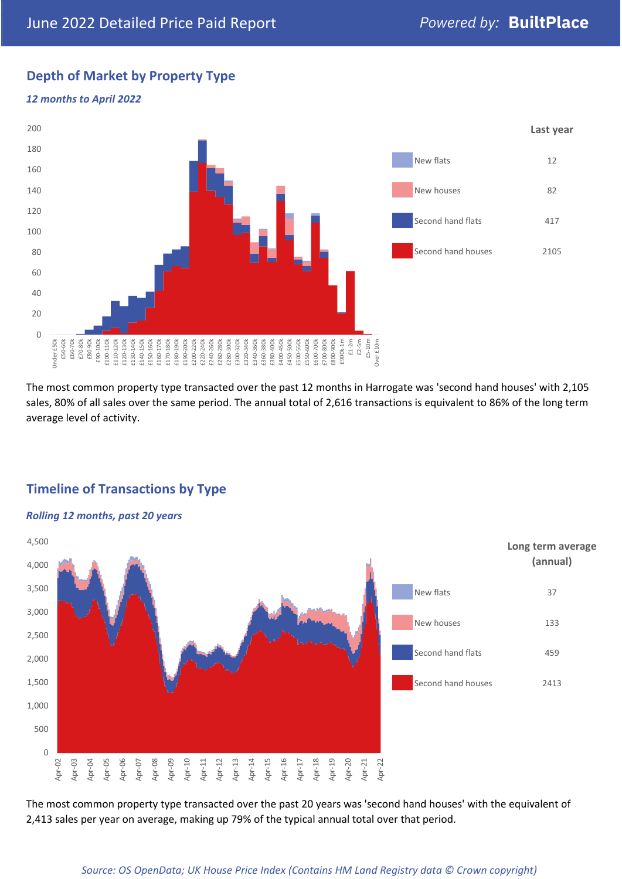June 2022 Detailed Price Paid Report

*Powered by:* **BuiltPlace**

## Depth of Market by Property Type

***12 months to April 2022***

200
180
160
140
120
100
80
60
40
20
0

Under £50k, £50-60k, £60-70k, £70-80k, £80-90k, £90-100k, £100-110k, £110-120k, £120-130k, £130-140k, £140-150k, £150-160k, £160-170k, £170-180k, £180-190k, £190-200k, £200-220k, £220-240k, £240-260k, £260-280k, £280-300k, £300-320k, £320-340k, £340-360k, £360-380k, £380-400k, £400-450k, £450-500k, £500-550k, £550-600k, £600-700k, £700-800k, £800-900k, £900k-1m, £1-2m, £2-5m, £5-10m, Over £10m

Last year

New flats 12
New houses 82
Second hand flats 417
Second hand houses 2105

The most common property type transacted over the past 12 months in Harrogate was 'second hand houses' with 2,105 sales, 80% of all sales over the same period. The annual total of 2,616 transactions is equivalent to 86% of the long term average level of activity.

## Timeline of Transactions by Type

***Rolling 12 months, past 20 years***

4,500
4,000
3,500
3,000
2,500
2,000
1,500
1,000
500
0

Apr-02, Apr-03, Apr-04, Apr-05, Apr-06, Apr-07, Apr-08, Apr-09, Apr-10, Apr-11, Apr-12, Apr-13, Apr-14, Apr-15, Apr-16, Apr-17, Apr-18, Apr-19, Apr-20, Apr-21, Apr-22

Long term average (annual)

New flats 37
New houses 133
Second hand flats 459
Second hand houses 2413

The most common property type transacted over the past 20 years was 'second hand houses' with the equivalent of 2,413 sales per year on average, making up 79% of the typical annual total over that period.

*Source: OS OpenData; UK House Price Index (Contains HM Land Registry data © Crown copyright)*